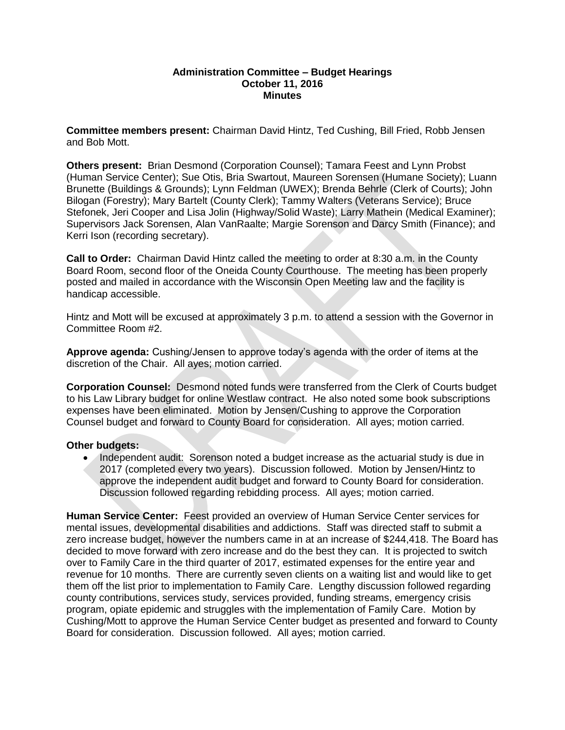**Administration Committee – Budget Hearings**
**October 11, 2016**
**Minutes**

**Committee members present:** Chairman David Hintz, Ted Cushing, Bill Fried, Robb Jensen and Bob Mott.

**Others present:** Brian Desmond (Corporation Counsel); Tamara Feest and Lynn Probst (Human Service Center); Sue Otis, Bria Swartout, Maureen Sorensen (Humane Society); Luann Brunette (Buildings & Grounds); Lynn Feldman (UWEX); Brenda Behrle (Clerk of Courts); John Bilogan (Forestry); Mary Bartelt (County Clerk); Tammy Walters (Veterans Service); Bruce Stefonek, Jeri Cooper and Lisa Jolin (Highway/Solid Waste); Larry Mathein (Medical Examiner); Supervisors Jack Sorensen, Alan VanRaalte; Margie Sorenson and Darcy Smith (Finance); and Kerri Ison (recording secretary).

**Call to Order:** Chairman David Hintz called the meeting to order at 8:30 a.m. in the County Board Room, second floor of the Oneida County Courthouse. The meeting has been properly posted and mailed in accordance with the Wisconsin Open Meeting law and the facility is handicap accessible.

Hintz and Mott will be excused at approximately 3 p.m. to attend a session with the Governor in Committee Room #2.

**Approve agenda:** Cushing/Jensen to approve today's agenda with the order of items at the discretion of the Chair. All ayes; motion carried.

**Corporation Counsel:** Desmond noted funds were transferred from the Clerk of Courts budget to his Law Library budget for online Westlaw contract. He also noted some book subscriptions expenses have been eliminated. Motion by Jensen/Cushing to approve the Corporation Counsel budget and forward to County Board for consideration. All ayes; motion carried.

**Other budgets:**

- Independent audit: Sorenson noted a budget increase as the actuarial study is due in 2017 (completed every two years). Discussion followed. Motion by Jensen/Hintz to approve the independent audit budget and forward to County Board for consideration. Discussion followed regarding rebidding process. All ayes; motion carried.

**Human Service Center:** Feest provided an overview of Human Service Center services for mental issues, developmental disabilities and addictions. Staff was directed staff to submit a zero increase budget, however the numbers came in at an increase of $244,418. The Board has decided to move forward with zero increase and do the best they can. It is projected to switch over to Family Care in the third quarter of 2017, estimated expenses for the entire year and revenue for 10 months. There are currently seven clients on a waiting list and would like to get them off the list prior to implementation to Family Care. Lengthy discussion followed regarding county contributions, services study, services provided, funding streams, emergency crisis program, opiate epidemic and struggles with the implementation of Family Care. Motion by Cushing/Mott to approve the Human Service Center budget as presented and forward to County Board for consideration. Discussion followed. All ayes; motion carried.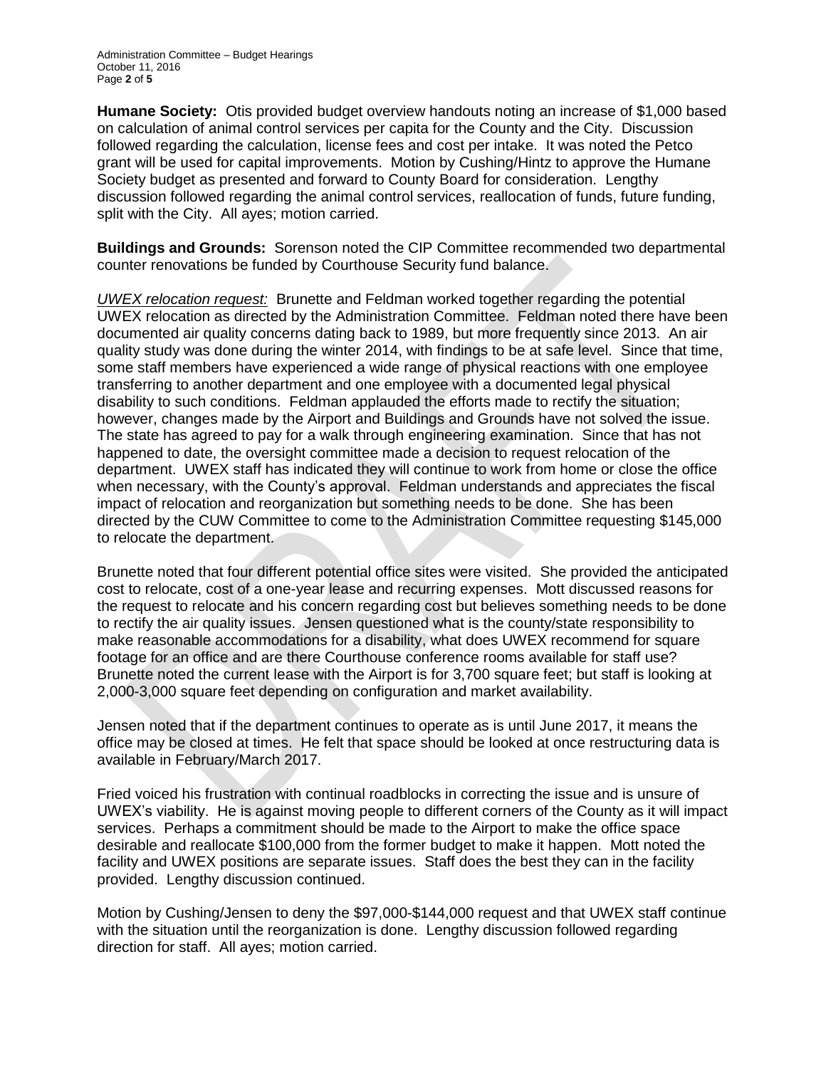**Humane Society:** Otis provided budget overview handouts noting an increase of $1,000 based on calculation of animal control services per capita for the County and the City. Discussion followed regarding the calculation, license fees and cost per intake. It was noted the Petco grant will be used for capital improvements. Motion by Cushing/Hintz to approve the Humane Society budget as presented and forward to County Board for consideration. Lengthy discussion followed regarding the animal control services, reallocation of funds, future funding, split with the City. All ayes; motion carried.

**Buildings and Grounds:** Sorenson noted the CIP Committee recommended two departmental counter renovations be funded by Courthouse Security fund balance.

*UWEX relocation request:* Brunette and Feldman worked together regarding the potential UWEX relocation as directed by the Administration Committee. Feldman noted there have been documented air quality concerns dating back to 1989, but more frequently since 2013. An air quality study was done during the winter 2014, with findings to be at safe level. Since that time, some staff members have experienced a wide range of physical reactions with one employee transferring to another department and one employee with a documented legal physical disability to such conditions. Feldman applauded the efforts made to rectify the situation; however, changes made by the Airport and Buildings and Grounds have not solved the issue. The state has agreed to pay for a walk through engineering examination. Since that has not happened to date, the oversight committee made a decision to request relocation of the department. UWEX staff has indicated they will continue to work from home or close the office when necessary, with the County's approval. Feldman understands and appreciates the fiscal impact of relocation and reorganization but something needs to be done. She has been directed by the CUW Committee to come to the Administration Committee requesting $145,000 to relocate the department.

Brunette noted that four different potential office sites were visited. She provided the anticipated cost to relocate, cost of a one-year lease and recurring expenses. Mott discussed reasons for the request to relocate and his concern regarding cost but believes something needs to be done to rectify the air quality issues. Jensen questioned what is the county/state responsibility to make reasonable accommodations for a disability, what does UWEX recommend for square footage for an office and are there Courthouse conference rooms available for staff use? Brunette noted the current lease with the Airport is for 3,700 square feet; but staff is looking at 2,000-3,000 square feet depending on configuration and market availability.

Jensen noted that if the department continues to operate as is until June 2017, it means the office may be closed at times. He felt that space should be looked at once restructuring data is available in February/March 2017.

Fried voiced his frustration with continual roadblocks in correcting the issue and is unsure of UWEX's viability. He is against moving people to different corners of the County as it will impact services. Perhaps a commitment should be made to the Airport to make the office space desirable and reallocate $100,000 from the former budget to make it happen. Mott noted the facility and UWEX positions are separate issues. Staff does the best they can in the facility provided. Lengthy discussion continued.

Motion by Cushing/Jensen to deny the $97,000-$144,000 request and that UWEX staff continue with the situation until the reorganization is done. Lengthy discussion followed regarding direction for staff. All ayes; motion carried.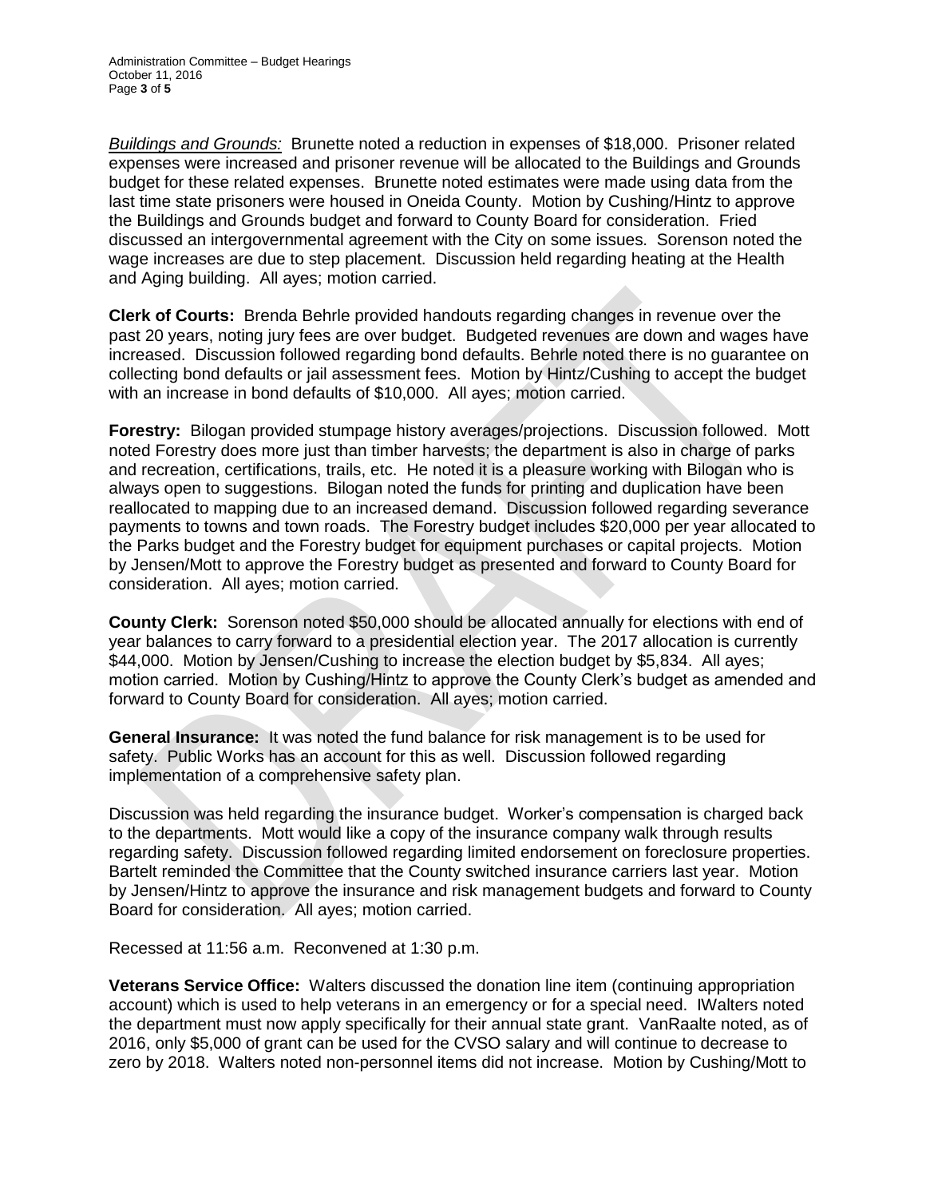*Buildings and Grounds:* Brunette noted a reduction in expenses of $18,000. Prisoner related expenses were increased and prisoner revenue will be allocated to the Buildings and Grounds budget for these related expenses. Brunette noted estimates were made using data from the last time state prisoners were housed in Oneida County. Motion by Cushing/Hintz to approve the Buildings and Grounds budget and forward to County Board for consideration. Fried discussed an intergovernmental agreement with the City on some issues. Sorenson noted the wage increases are due to step placement. Discussion held regarding heating at the Health and Aging building. All ayes; motion carried.

**Clerk of Courts:** Brenda Behrle provided handouts regarding changes in revenue over the past 20 years, noting jury fees are over budget. Budgeted revenues are down and wages have increased. Discussion followed regarding bond defaults. Behrle noted there is no guarantee on collecting bond defaults or jail assessment fees. Motion by Hintz/Cushing to accept the budget with an increase in bond defaults of $10,000. All ayes; motion carried.

**Forestry:** Bilogan provided stumpage history averages/projections. Discussion followed. Mott noted Forestry does more just than timber harvests; the department is also in charge of parks and recreation, certifications, trails, etc. He noted it is a pleasure working with Bilogan who is always open to suggestions. Bilogan noted the funds for printing and duplication have been reallocated to mapping due to an increased demand. Discussion followed regarding severance payments to towns and town roads. The Forestry budget includes $20,000 per year allocated to the Parks budget and the Forestry budget for equipment purchases or capital projects. Motion by Jensen/Mott to approve the Forestry budget as presented and forward to County Board for consideration. All ayes; motion carried.

**County Clerk:** Sorenson noted $50,000 should be allocated annually for elections with end of year balances to carry forward to a presidential election year. The 2017 allocation is currently $44,000. Motion by Jensen/Cushing to increase the election budget by $5,834. All ayes; motion carried. Motion by Cushing/Hintz to approve the County Clerk's budget as amended and forward to County Board for consideration. All ayes; motion carried.

**General Insurance:** It was noted the fund balance for risk management is to be used for safety. Public Works has an account for this as well. Discussion followed regarding implementation of a comprehensive safety plan.

Discussion was held regarding the insurance budget. Worker's compensation is charged back to the departments. Mott would like a copy of the insurance company walk through results regarding safety. Discussion followed regarding limited endorsement on foreclosure properties. Bartelt reminded the Committee that the County switched insurance carriers last year. Motion by Jensen/Hintz to approve the insurance and risk management budgets and forward to County Board for consideration. All ayes; motion carried.

Recessed at 11:56 a.m. Reconvened at 1:30 p.m.

**Veterans Service Office:** Walters discussed the donation line item (continuing appropriation account) which is used to help veterans in an emergency or for a special need. IWalters noted the department must now apply specifically for their annual state grant. VanRaalte noted, as of 2016, only $5,000 of grant can be used for the CVSO salary and will continue to decrease to zero by 2018. Walters noted non-personnel items did not increase. Motion by Cushing/Mott to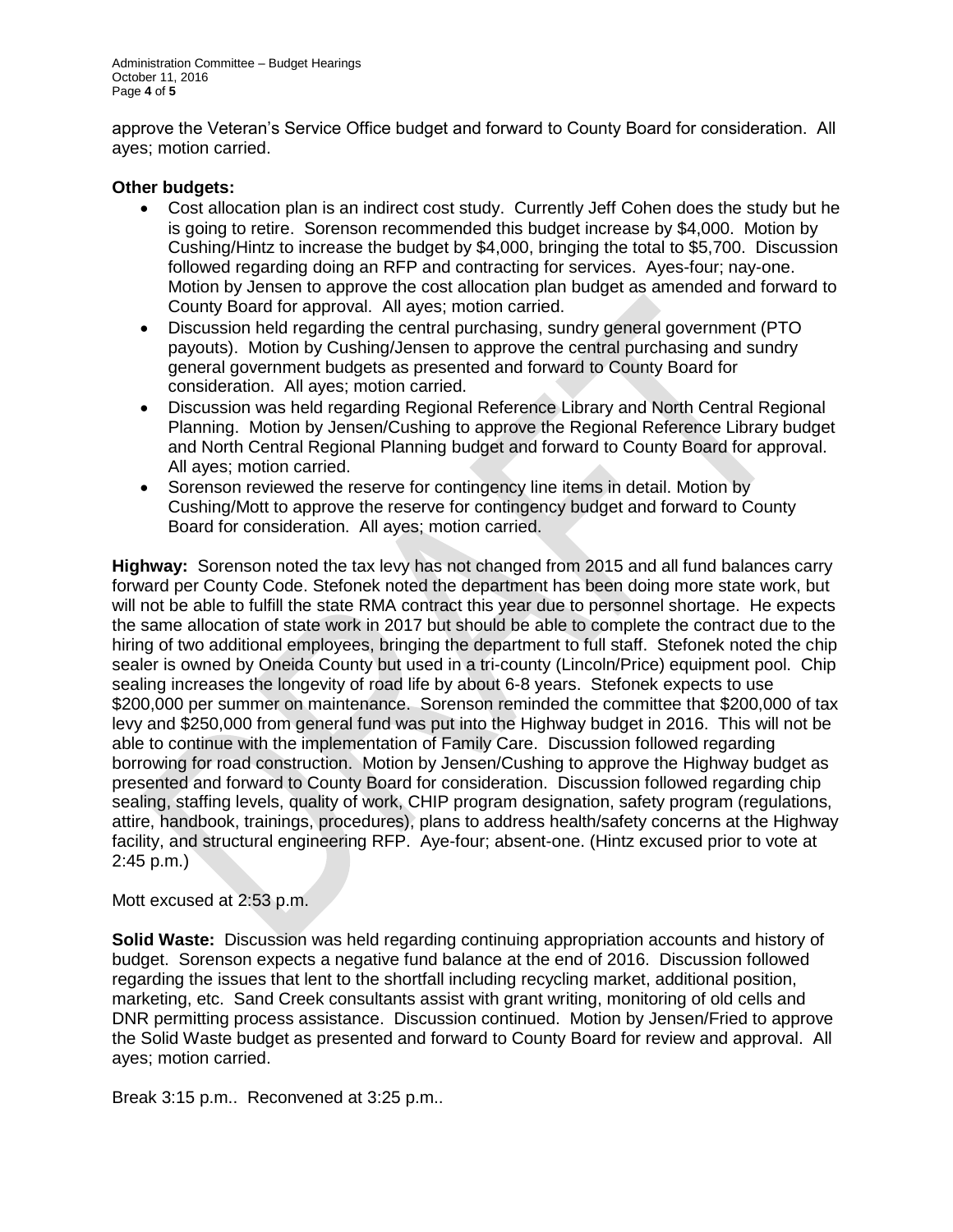approve the Veteran's Service Office budget and forward to County Board for consideration. All ayes; motion carried.

**Other budgets:**

- Cost allocation plan is an indirect cost study. Currently Jeff Cohen does the study but he is going to retire. Sorenson recommended this budget increase by $4,000. Motion by Cushing/Hintz to increase the budget by $4,000, bringing the total to $5,700. Discussion followed regarding doing an RFP and contracting for services. Ayes-four; nay-one. Motion by Jensen to approve the cost allocation plan budget as amended and forward to County Board for approval. All ayes; motion carried.
- Discussion held regarding the central purchasing, sundry general government (PTO payouts). Motion by Cushing/Jensen to approve the central purchasing and sundry general government budgets as presented and forward to County Board for consideration. All ayes; motion carried.
- Discussion was held regarding Regional Reference Library and North Central Regional Planning. Motion by Jensen/Cushing to approve the Regional Reference Library budget and North Central Regional Planning budget and forward to County Board for approval. All ayes; motion carried.
- Sorenson reviewed the reserve for contingency line items in detail. Motion by Cushing/Mott to approve the reserve for contingency budget and forward to County Board for consideration. All ayes; motion carried.

**Highway:** Sorenson noted the tax levy has not changed from 2015 and all fund balances carry forward per County Code. Stefonek noted the department has been doing more state work, but will not be able to fulfill the state RMA contract this year due to personnel shortage. He expects the same allocation of state work in 2017 but should be able to complete the contract due to the hiring of two additional employees, bringing the department to full staff. Stefonek noted the chip sealer is owned by Oneida County but used in a tri-county (Lincoln/Price) equipment pool. Chip sealing increases the longevity of road life by about 6-8 years. Stefonek expects to use $200,000 per summer on maintenance. Sorenson reminded the committee that $200,000 of tax levy and $250,000 from general fund was put into the Highway budget in 2016. This will not be able to continue with the implementation of Family Care. Discussion followed regarding borrowing for road construction. Motion by Jensen/Cushing to approve the Highway budget as presented and forward to County Board for consideration. Discussion followed regarding chip sealing, staffing levels, quality of work, CHIP program designation, safety program (regulations, attire, handbook, trainings, procedures), plans to address health/safety concerns at the Highway facility, and structural engineering RFP. Aye-four; absent-one. (Hintz excused prior to vote at 2:45 p.m.)

Mott excused at 2:53 p.m.

**Solid Waste:** Discussion was held regarding continuing appropriation accounts and history of budget. Sorenson expects a negative fund balance at the end of 2016. Discussion followed regarding the issues that lent to the shortfall including recycling market, additional position, marketing, etc. Sand Creek consultants assist with grant writing, monitoring of old cells and DNR permitting process assistance. Discussion continued. Motion by Jensen/Fried to approve the Solid Waste budget as presented and forward to County Board for review and approval. All ayes; motion carried.

Break 3:15 p.m.. Reconvened at 3:25 p.m..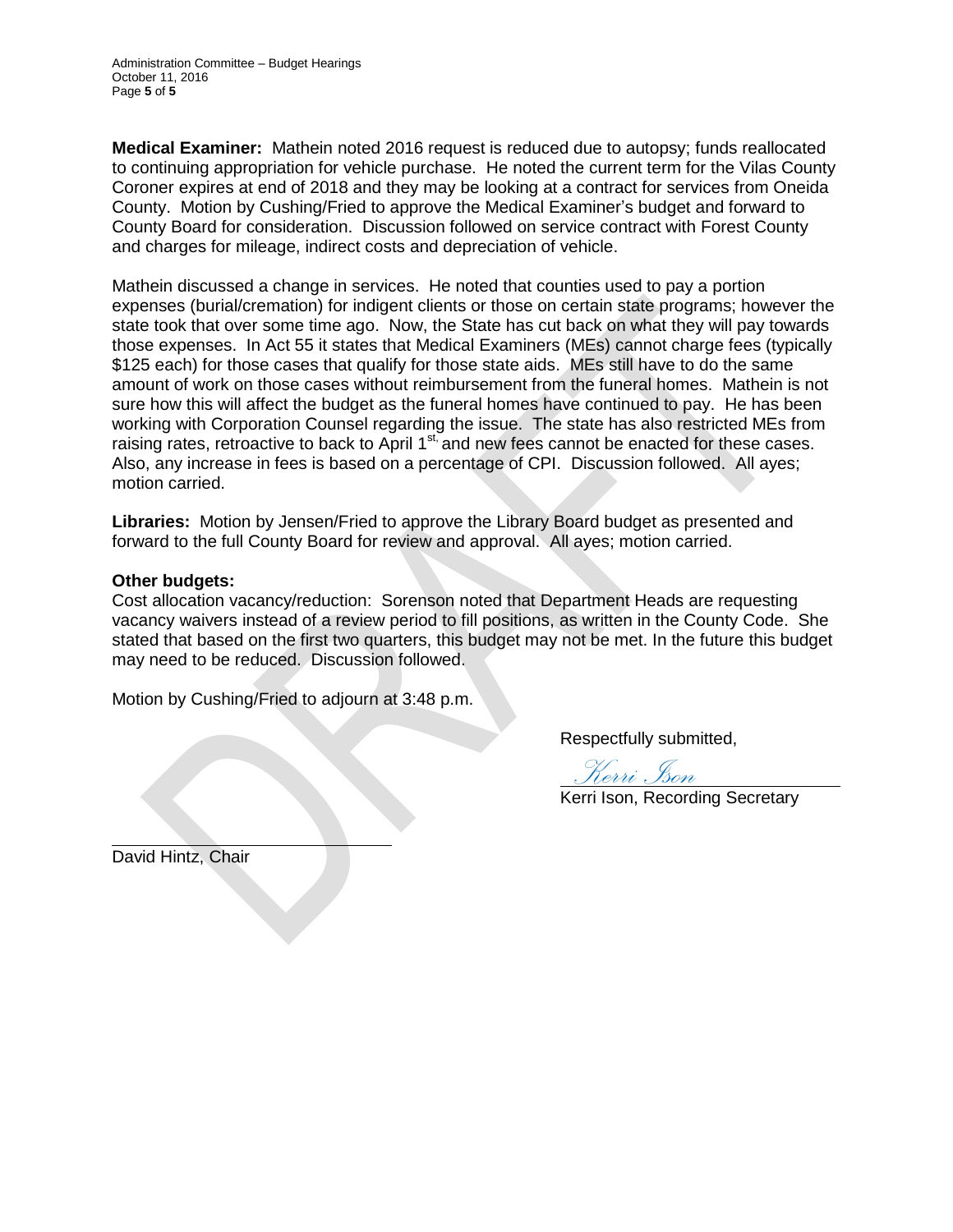**Medical Examiner:** Mathein noted 2016 request is reduced due to autopsy; funds reallocated to continuing appropriation for vehicle purchase. He noted the current term for the Vilas County Coroner expires at end of 2018 and they may be looking at a contract for services from Oneida County. Motion by Cushing/Fried to approve the Medical Examiner's budget and forward to County Board for consideration. Discussion followed on service contract with Forest County and charges for mileage, indirect costs and depreciation of vehicle.

Mathein discussed a change in services. He noted that counties used to pay a portion expenses (burial/cremation) for indigent clients or those on certain state programs; however the state took that over some time ago. Now, the State has cut back on what they will pay towards those expenses. In Act 55 it states that Medical Examiners (MEs) cannot charge fees (typically $125 each) for those cases that qualify for those state aids. MEs still have to do the same amount of work on those cases without reimbursement from the funeral homes. Mathein is not sure how this will affect the budget as the funeral homes have continued to pay. He has been working with Corporation Counsel regarding the issue. The state has also restricted MEs from raising rates, retroactive to back to April 1st, and new fees cannot be enacted for these cases. Also, any increase in fees is based on a percentage of CPI. Discussion followed. All ayes; motion carried.

**Libraries:** Motion by Jensen/Fried to approve the Library Board budget as presented and forward to the full County Board for review and approval. All ayes; motion carried.

**Other budgets:**

Cost allocation vacancy/reduction: Sorenson noted that Department Heads are requesting vacancy waivers instead of a review period to fill positions, as written in the County Code. She stated that based on the first two quarters, this budget may not be met. In the future this budget may need to be reduced. Discussion followed.

Motion by Cushing/Fried to adjourn at 3:48 p.m.

Respectfully submitted,

*Kerri Ison*

Kerri Ison, Recording Secretary

David Hintz, Chair